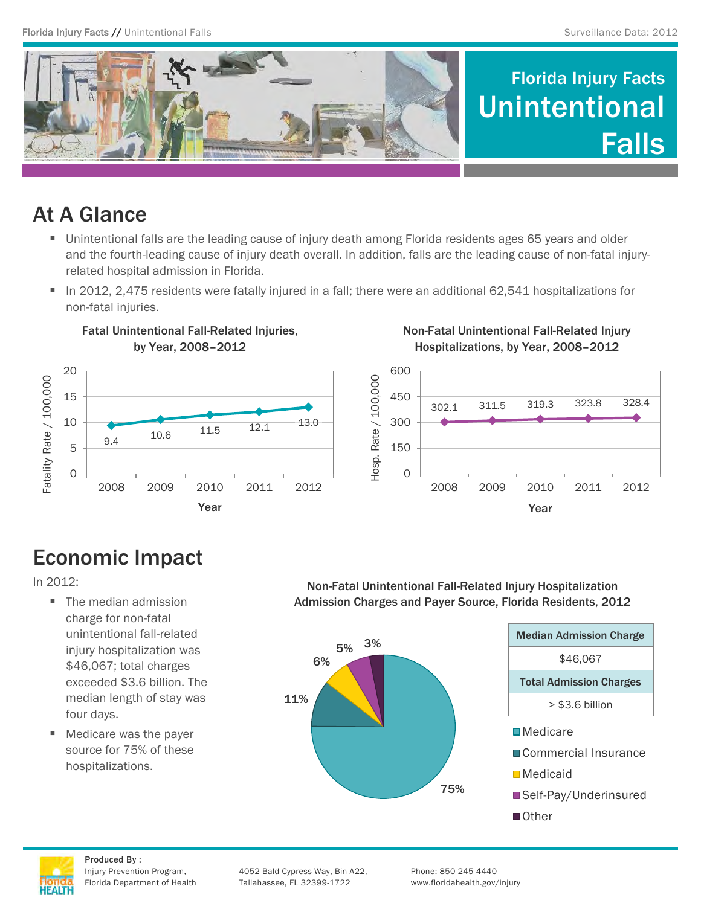# Florida Injury Facts
# Unintentional Falls

## At A Glance

- Unintentional falls are the leading cause of injury death among Florida residents ages 65 years and older and the fourth-leading cause of injury death overall. In addition, falls are the leading cause of non-fatal injury-related hospital admission in Florida.
- In 2012, 2,475 residents were fatally injured in a fall; there were an additional 62,541 hospitalizations for non-fatal injuries.

**Fatal Unintentional Fall-Related Injuries, by Year, 2008–2012**

| Year | Fatality Rate / 100,000 |
|---|---|
| 2008 | 9.4 |
| 2009 | 10.6 |
| 2010 | 11.5 |
| 2011 | 12.1 |
| 2012 | 13.0 |

**Non-Fatal Unintentional Fall-Related Injury Hospitalizations, by Year, 2008–2012**

| Year | Hosp. Rate / 100,000 |
|---|---|
| 2008 | 302.1 |
| 2009 | 311.5 |
| 2010 | 319.3 |
| 2011 | 323.8 |
| 2012 | 328.4 |

## Economic Impact

In 2012:

- The median admission charge for non-fatal unintentional fall-related injury hospitalization was $46,067; total charges exceeded $3.6 billion. The median length of stay was four days.
- Medicare was the payer source for 75% of these hospitalizations.

**Non-Fatal Unintentional Fall-Related Injury Hospitalization Admission Charges and Payer Source, Florida Residents, 2012**

| Payer Source | Percent |
|---|---|
| Medicare | 75% |
| Commercial Insurance | 11% |
| Medicaid | 6% |
| Self-Pay/Underinsured | 5% |
| Other | 3% |

| Median Admission Charge |
|---|
| $46,067 |
| **Total Admission Charges** |
| > $3.6 billion |

**Produced By :**
Injury Prevention Program, Florida Department of Health
4052 Bald Cypress Way, Bin A22, Tallahassee, FL 32399-1722
Phone: 850-245-4440
www.floridahealth.gov/injury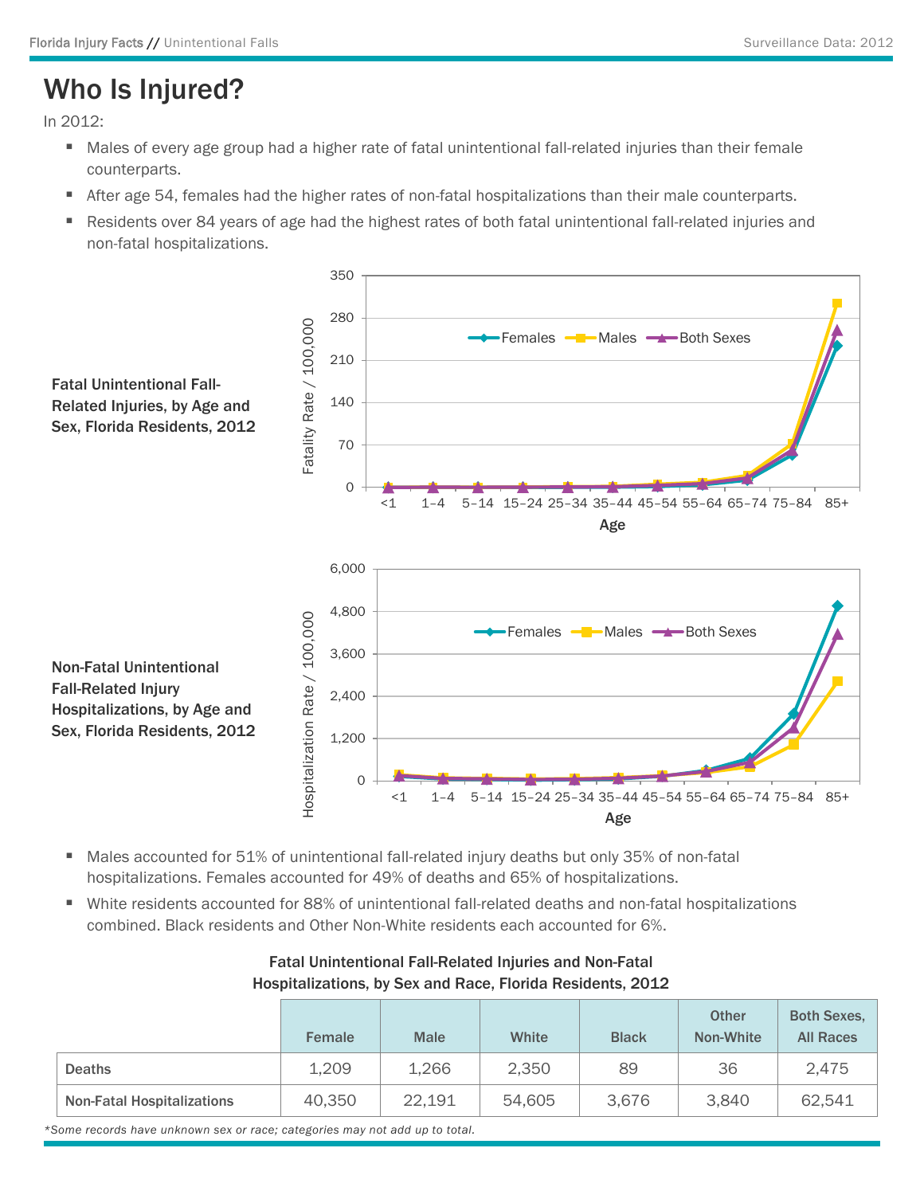# Who Is Injured?

In 2012:

- Males of every age group had a higher rate of fatal unintentional fall-related injuries than their female counterparts.
- After age 54, females had the higher rates of non-fatal hospitalizations than their male counterparts.
- Residents over 84 years of age had the highest rates of both fatal unintentional fall-related injuries and non-fatal hospitalizations.

**Fatal Unintentional Fall-Related Injuries, by Age and Sex, Florida Residents, 2012**

**Non-Fatal Unintentional Fall-Related Injury Hospitalizations, by Age and Sex, Florida Residents, 2012**

- Males accounted for 51% of unintentional fall-related injury deaths but only 35% of non-fatal hospitalizations. Females accounted for 49% of deaths and 65% of hospitalizations.
- White residents accounted for 88% of unintentional fall-related deaths and non-fatal hospitalizations combined. Black residents and Other Non-White residents each accounted for 6%.

**Fatal Unintentional Fall-Related Injuries and Non-Fatal Hospitalizations, by Sex and Race, Florida Residents, 2012**

| | Female | Male | White | Black | Other Non-White | Both Sexes, All Races |
|---|---|---|---|---|---|---|
| **Deaths** | 1,209 | 1,266 | 2,350 | 89 | 36 | 2,475 |
| **Non-Fatal Hospitalizations** | 40,350 | 22,191 | 54,605 | 3,676 | 3,840 | 62,541 |

*\*Some records have unknown sex or race; categories may not add up to total.*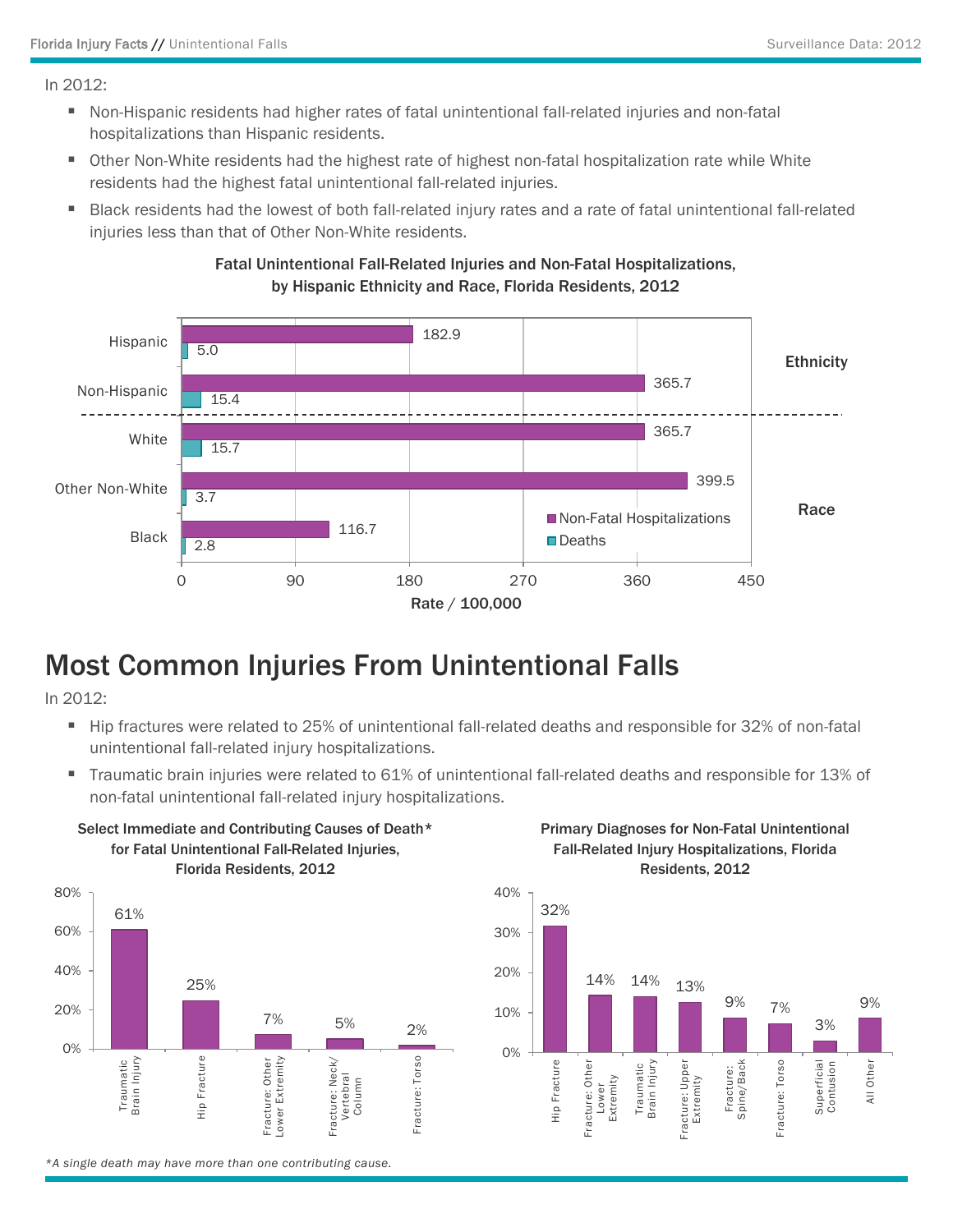In 2012:

- Non-Hispanic residents had higher rates of fatal unintentional fall-related injuries and non-fatal hospitalizations than Hispanic residents.
- Other Non-White residents had the highest rate of highest non-fatal hospitalization rate while White residents had the highest fatal unintentional fall-related injuries.
- Black residents had the lowest of both fall-related injury rates and a rate of fatal unintentional fall-related injuries less than that of Other Non-White residents.

**Fatal Unintentional Fall-Related Injuries and Non-Fatal Hospitalizations, by Hispanic Ethnicity and Race, Florida Residents, 2012**

| | Group | Non-Fatal Hospitalizations (Rate / 100,000) | Deaths (Rate / 100,000) |
|---|---|---|---|
| Ethnicity | Hispanic | 182.9 | 5.0 |
| | Non-Hispanic | 365.7 | 15.4 |
| Race | White | 365.7 | 15.7 |
| | Other Non-White | 399.5 | 3.7 |
| | Black | 116.7 | 2.8 |

# Most Common Injuries From Unintentional Falls

In 2012:

- Hip fractures were related to 25% of unintentional fall-related deaths and responsible for 32% of non-fatal unintentional fall-related injury hospitalizations.
- Traumatic brain injuries were related to 61% of unintentional fall-related deaths and responsible for 13% of non-fatal unintentional fall-related injury hospitalizations.

**Select Immediate and Contributing Causes of Death* for Fatal Unintentional Fall-Related Injuries, Florida Residents, 2012**

| Cause | Percent |
|---|---|
| Traumatic Brain Injury | 61% |
| Hip Fracture | 25% |
| Fracture: Other Lower Extremity | 7% |
| Fracture: Neck/ Vertebral Column | 5% |
| Fracture: Torso | 2% |

**Primary Diagnoses for Non-Fatal Unintentional Fall-Related Injury Hospitalizations, Florida Residents, 2012**

| Diagnosis | Percent |
|---|---|
| Hip Fracture | 32% |
| Fracture: Other Lower Extremity | 14% |
| Traumatic Brain Injury | 14% |
| Fracture: Upper Extremity | 13% |
| Fracture: Spine/Back | 9% |
| Fracture: Torso | 7% |
| Superficial Contusion | 3% |
| All Other | 9% |

*A single death may have more than one contributing cause.*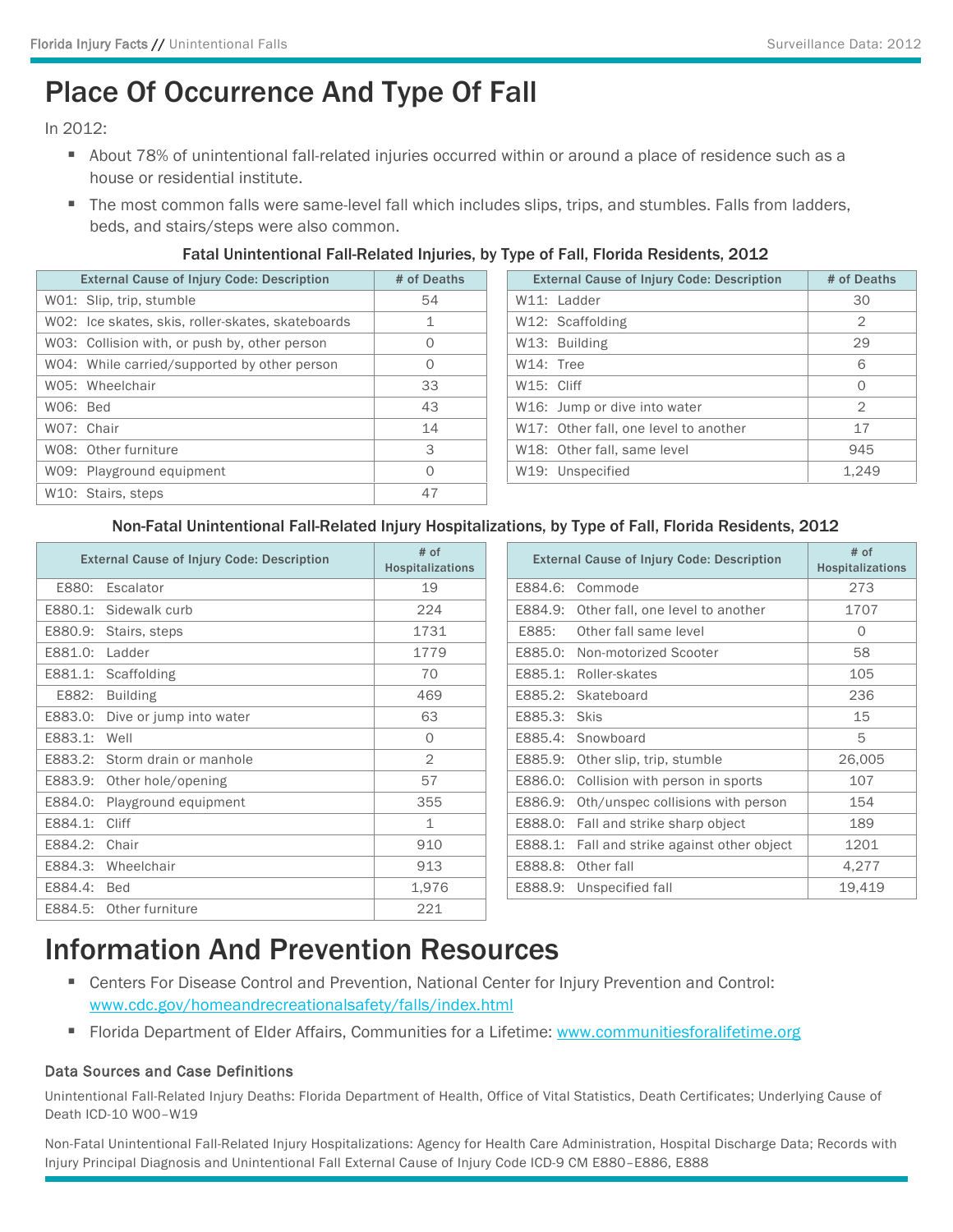# Place Of Occurrence And Type Of Fall

In 2012:

- About 78% of unintentional fall-related injuries occurred within or around a place of residence such as a house or residential institute.
- The most common falls were same-level fall which includes slips, trips, and stumbles. Falls from ladders, beds, and stairs/steps were also common.

### Fatal Unintentional Fall-Related Injuries, by Type of Fall, Florida Residents, 2012

| External Cause of Injury Code: Description | # of Deaths |
|---|---|
| W01: Slip, trip, stumble | 54 |
| W02: Ice skates, skis, roller-skates, skateboards | 1 |
| W03: Collision with, or push by, other person | 0 |
| W04: While carried/supported by other person | 0 |
| W05: Wheelchair | 33 |
| W06: Bed | 43 |
| W07: Chair | 14 |
| W08: Other furniture | 3 |
| W09: Playground equipment | 0 |
| W10: Stairs, steps | 47 |
| W11: Ladder | 30 |
| W12: Scaffolding | 2 |
| W13: Building | 29 |
| W14: Tree | 6 |
| W15: Cliff | 0 |
| W16: Jump or dive into water | 2 |
| W17: Other fall, one level to another | 17 |
| W18: Other fall, same level | 945 |
| W19: Unspecified | 1,249 |

### Non-Fatal Unintentional Fall-Related Injury Hospitalizations, by Type of Fall, Florida Residents, 2012

| External Cause of Injury Code: Description | # of Hospitalizations |
|---|---|
| E880: Escalator | 19 |
| E880.1: Sidewalk curb | 224 |
| E880.9: Stairs, steps | 1731 |
| E881.0: Ladder | 1779 |
| E881.1: Scaffolding | 70 |
| E882: Building | 469 |
| E883.0: Dive or jump into water | 63 |
| E883.1: Well | 0 |
| E883.2: Storm drain or manhole | 2 |
| E883.9: Other hole/opening | 57 |
| E884.0: Playground equipment | 355 |
| E884.1: Cliff | 1 |
| E884.2: Chair | 910 |
| E884.3: Wheelchair | 913 |
| E884.4: Bed | 1,976 |
| E884.5: Other furniture | 221 |
| E884.6: Commode | 273 |
| E884.9: Other fall, one level to another | 1707 |
| E885: Other fall same level | 0 |
| E885.0: Non-motorized Scooter | 58 |
| E885.1: Roller-skates | 105 |
| E885.2: Skateboard | 236 |
| E885.3: Skis | 15 |
| E885.4: Snowboard | 5 |
| E885.9: Other slip, trip, stumble | 26,005 |
| E886.0: Collision with person in sports | 107 |
| E886.9: Oth/unspec collisions with person | 154 |
| E888.0: Fall and strike sharp object | 189 |
| E888.1: Fall and strike against other object | 1201 |
| E888.8: Other fall | 4,277 |
| E888.9: Unspecified fall | 19,419 |

# Information And Prevention Resources

- Centers For Disease Control and Prevention, National Center for Injury Prevention and Control: www.cdc.gov/homeandrecreationalsafety/falls/index.html
- Florida Department of Elder Affairs, Communities for a Lifetime: www.communitiesforalifetime.org

### Data Sources and Case Definitions

Unintentional Fall-Related Injury Deaths: Florida Department of Health, Office of Vital Statistics, Death Certificates; Underlying Cause of Death ICD-10 W00–W19

Non-Fatal Unintentional Fall-Related Injury Hospitalizations: Agency for Health Care Administration, Hospital Discharge Data; Records with Injury Principal Diagnosis and Unintentional Fall External Cause of Injury Code ICD-9 CM E880–E886, E888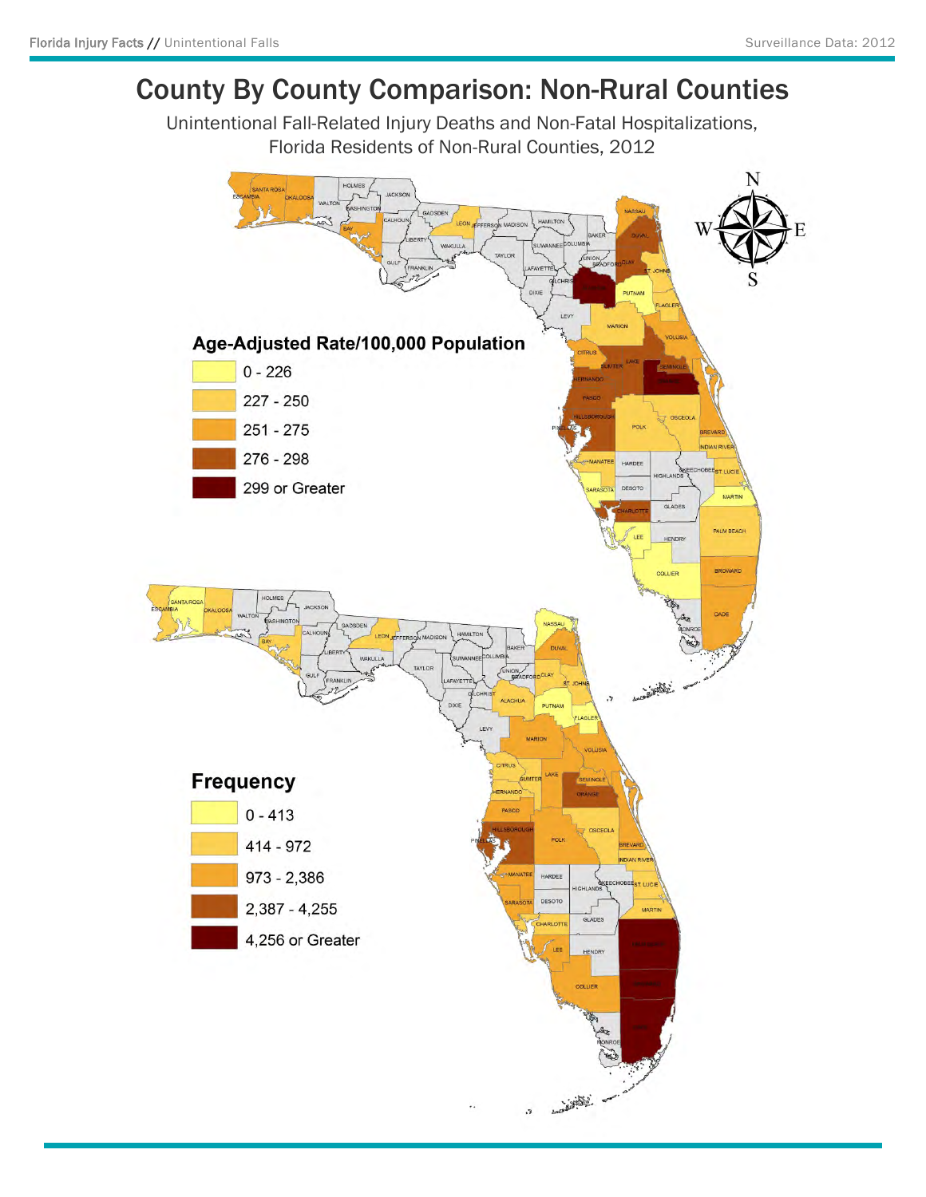# County By County Comparison: Non-Rural Counties

Unintentional Fall-Related Injury Deaths and Non-Fatal Hospitalizations,
Florida Residents of Non-Rural Counties, 2012

**Age-Adjusted Rate/100,000 Population**

- 0 - 226
- 227 - 250
- 251 - 275
- 276 - 298
- 299 or Greater

**Frequency**

- 0 - 413
- 414 - 972
- 973 - 2,386
- 2,387 - 4,255
- 4,256 or Greater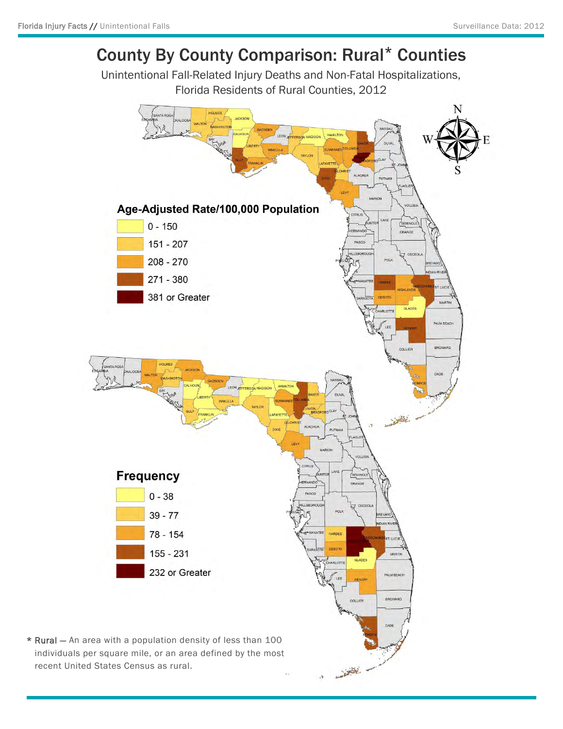# County By County Comparison: Rural* Counties

Unintentional Fall-Related Injury Deaths and Non-Fatal Hospitalizations,
Florida Residents of Rural Counties, 2012

**Age-Adjusted Rate/100,000 Population**

0 - 150

151 - 207

208 - 270

271 - 380

381 or Greater

**Frequency**

0 - 38

39 - 77

78 - 154

155 - 231

232 or Greater

\* Rural — An area with a population density of less than 100 individuals per square mile, or an area defined by the most recent United States Census as rural.